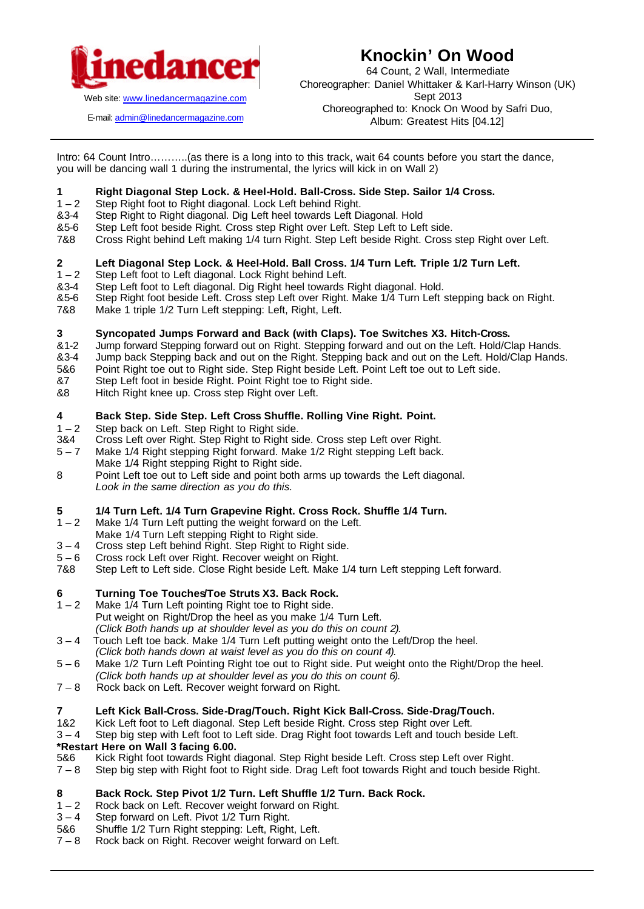**Linedancer**

Web site: www.linedancermagazine.com

E-mail: admin@linedancermagazine.com

# Knockin' On Wood

64 Count, 2 Wall, Intermediate
Choreographer: Daniel Whittaker & Karl-Harry Winson (UK)
Sept 2013
Choreographed to: Knock On Wood by Safri Duo,
Album: Greatest Hits [04.12]

---

Intro: 64 Count Intro………..(as there is a long into to this track, wait 64 counts before you start the dance, you will be dancing wall 1 during the instrumental, the lyrics will kick in on Wall 2)

**1 Right Diagonal Step Lock. & Heel-Hold. Ball-Cross. Side Step. Sailor 1/4 Cross.**

| | |
|---|---|
| 1 – 2 | Step Right foot to Right diagonal. Lock Left behind Right. |
| &3-4 | Step Right to Right diagonal. Dig Left heel towards Left Diagonal. Hold |
| &5-6 | Step Left foot beside Right. Cross step Right over Left. Step Left to Left side. |
| 7&8 | Cross Right behind Left making 1/4 turn Right. Step Left beside Right. Cross step Right over Left. |

**2 Left Diagonal Step Lock. & Heel-Hold. Ball Cross. 1/4 Turn Left. Triple 1/2 Turn Left.**

| | |
|---|---|
| 1 – 2 | Step Left foot to Left diagonal. Lock Right behind Left. |
| &3-4 | Step Left foot to Left diagonal. Dig Right heel towards Right diagonal. Hold. |
| &5-6 | Step Right foot beside Left. Cross step Left over Right. Make 1/4 Turn Left stepping back on Right. |
| 7&8 | Make 1 triple 1/2 Turn Left stepping: Left, Right, Left. |

**3 Syncopated Jumps Forward and Back (with Claps). Toe Switches X3. Hitch-Cross.**

| | |
|---|---|
| &1-2 | Jump forward Stepping forward out on Right. Stepping forward and out on the Left. Hold/Clap Hands. |
| &3-4 | Jump back Stepping back and out on the Right. Stepping back and out on the Left. Hold/Clap Hands. |
| 5&6 | Point Right toe out to Right side. Step Right beside Left. Point Left toe out to Left side. |
| &7 | Step Left foot in beside Right. Point Right toe to Right side. |
| &8 | Hitch Right knee up. Cross step Right over Left. |

**4 Back Step. Side Step. Left Cross Shuffle. Rolling Vine Right. Point.**

| | |
|---|---|
| 1 – 2 | Step back on Left. Step Right to Right side. |
| 3&4 | Cross Left over Right. Step Right to Right side. Cross step Left over Right. |
| 5 – 7 | Make 1/4 Right stepping Right forward. Make 1/2 Right stepping Left back.<br>Make 1/4 Right stepping Right to Right side. |
| 8 | Point Left toe out to Left side and point both arms up towards the Left diagonal.<br>*Look in the same direction as you do this.* |

**5 1/4 Turn Left. 1/4 Turn Grapevine Right. Cross Rock. Shuffle 1/4 Turn.**

| | |
|---|---|
| 1 – 2 | Make 1/4 Turn Left putting the weight forward on the Left.<br>Make 1/4 Turn Left stepping Right to Right side. |
| 3 – 4 | Cross step Left behind Right. Step Right to Right side. |
| 5 – 6 | Cross rock Left over Right. Recover weight on Right. |
| 7&8 | Step Left to Left side. Close Right beside Left. Make 1/4 turn Left stepping Left forward. |

**6 Turning Toe Touches/Toe Struts X3. Back Rock.**

| | |
|---|---|
| 1 – 2 | Make 1/4 Turn Left pointing Right toe to Right side.<br>Put weight on Right/Drop the heel as you make 1/4 Turn Left.<br>*(Click Both hands up at shoulder level as you do this on count 2).* |
| 3 – 4 | Touch Left toe back. Make 1/4 Turn Left putting weight onto the Left/Drop the heel.<br>*(Click both hands down at waist level as you do this on count 4).* |
| 5 – 6 | Make 1/2 Turn Left Pointing Right toe out to Right side. Put weight onto the Right/Drop the heel.<br>*(Click both hands up at shoulder level as you do this on count 6).* |
| 7 – 8 | Rock back on Left. Recover weight forward on Right. |

**7 Left Kick Ball-Cross. Side-Drag/Touch. Right Kick Ball-Cross. Side-Drag/Touch.**

| | |
|---|---|
| 1&2 | Kick Left foot to Left diagonal. Step Left beside Right. Cross step Right over Left. |
| 3 – 4 | Step big step with Left foot to Left side. Drag Right foot towards Left and touch beside Left. |

**\*Restart Here on Wall 3 facing 6.00.**

| | |
|---|---|
| 5&6 | Kick Right foot towards Right diagonal. Step Right beside Left. Cross step Left over Right. |
| 7 – 8 | Step big step with Right foot to Right side. Drag Left foot towards Right and touch beside Right. |

**8 Back Rock. Step Pivot 1/2 Turn. Left Shuffle 1/2 Turn. Back Rock.**

| | |
|---|---|
| 1 – 2 | Rock back on Left. Recover weight forward on Right. |
| 3 – 4 | Step forward on Left. Pivot 1/2 Turn Right. |
| 5&6 | Shuffle 1/2 Turn Right stepping: Left, Right, Left. |
| 7 – 8 | Rock back on Right. Recover weight forward on Left. |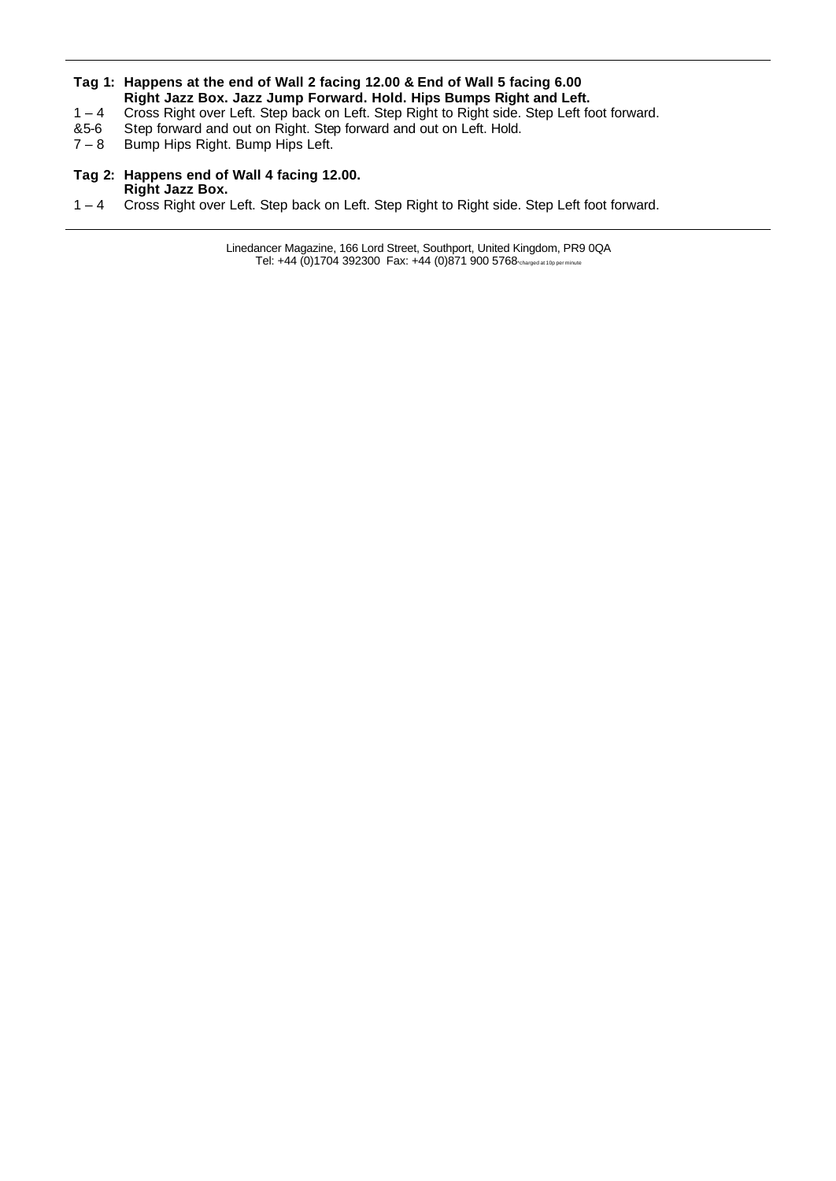**Tag 1: Happens at the end of Wall 2 facing 12.00 & End of Wall 5 facing 6.00**
**Right Jazz Box. Jazz Jump Forward. Hold. Hips Bumps Right and Left.**

| | |
|---|---|
| 1 – 4 | Cross Right over Left. Step back on Left. Step Right to Right side. Step Left foot forward. |
| &5-6 | Step forward and out on Right. Step forward and out on Left. Hold. |
| 7 – 8 | Bump Hips Right. Bump Hips Left. |

**Tag 2: Happens end of Wall 4 facing 12.00.**
**Right Jazz Box.**

| | |
|---|---|
| 1 – 4 | Cross Right over Left. Step back on Left. Step Right to Right side. Step Left foot forward. |

---

Linedancer Magazine, 166 Lord Street, Southport, United Kingdom, PR9 0QA
Tel: +44 (0)1704 392300 Fax: +44 (0)871 900 5768*charged at 10p per minute